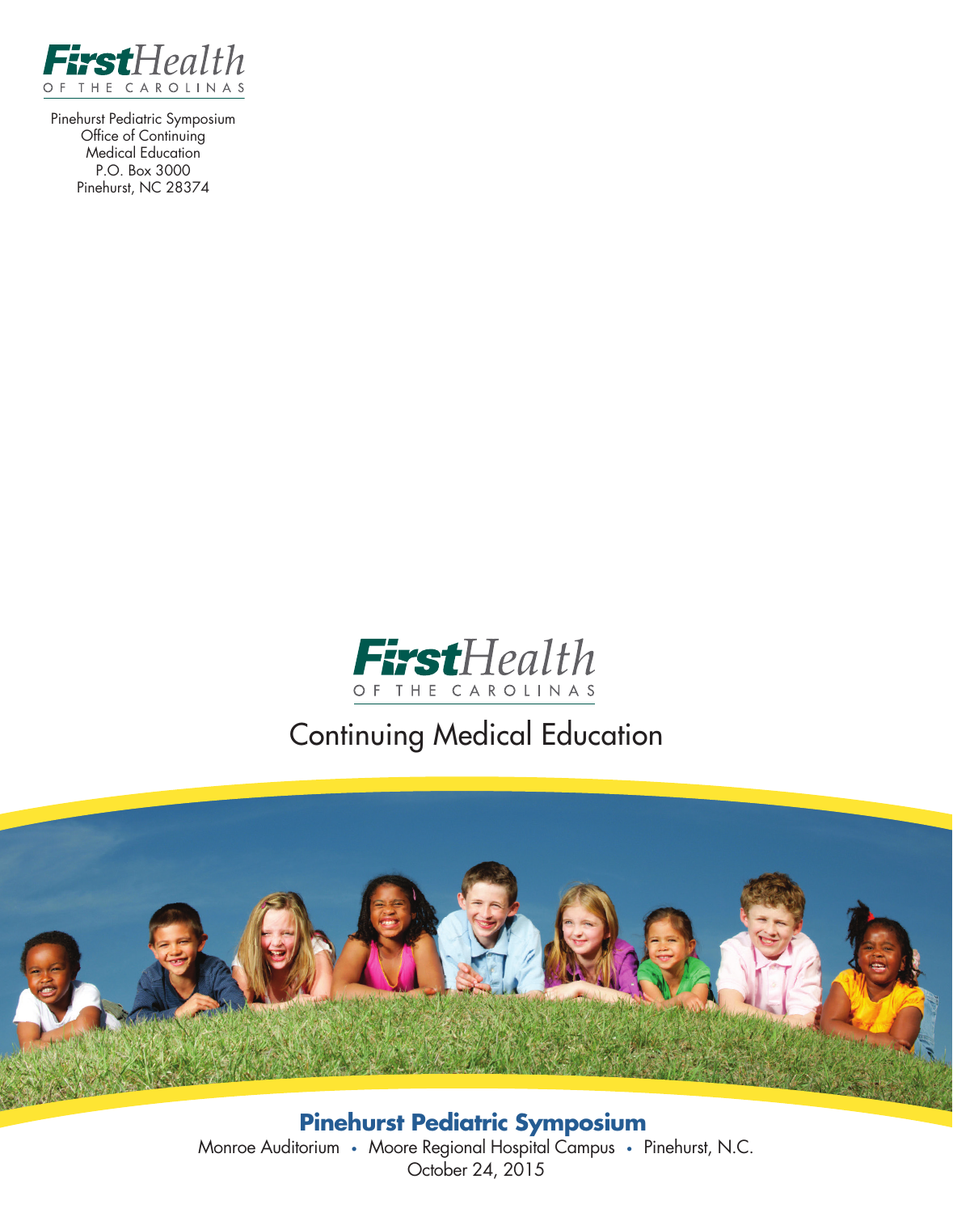FirstHealth OF THE CAROLINAS

Pinehurst Pediatric Symposium
Office of Continuing
Medical Education
P.O. Box 3000
Pinehurst, NC 28374

FirstHealth OF THE CAROLINAS

Continuing Medical Education

# Pinehurst Pediatric Symposium

Monroe Auditorium • Moore Regional Hospital Campus • Pinehurst, N.C.
October 24, 2015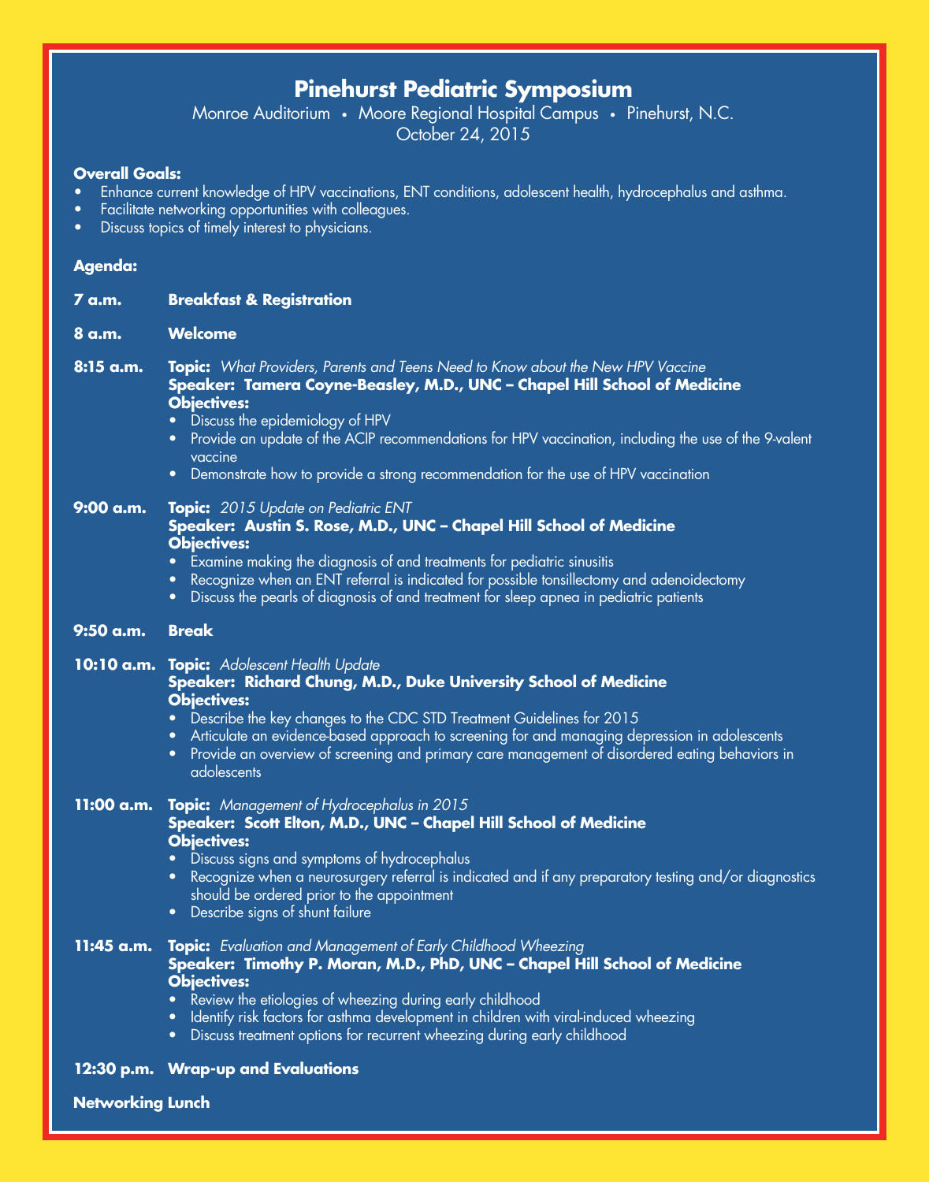# Pinehurst Pediatric Symposium

Monroe Auditorium • Moore Regional Hospital Campus • Pinehurst, N.C.
October 24, 2015

**Overall Goals:**

- Enhance current knowledge of HPV vaccinations, ENT conditions, adolescent health, hydrocephalus and asthma.
- Facilitate networking opportunities with colleagues.
- Discuss topics of timely interest to physicians.

**Agenda:**

**7 a.m.** **Breakfast & Registration**

**8 a.m.** **Welcome**

**8:15 a.m.** **Topic:** *What Providers, Parents and Teens Need to Know about the New HPV Vaccine*
**Speaker: Tamera Coyne-Beasley, M.D., UNC – Chapel Hill School of Medicine**
**Objectives:**

- Discuss the epidemiology of HPV
- Provide an update of the ACIP recommendations for HPV vaccination, including the use of the 9-valent vaccine
- Demonstrate how to provide a strong recommendation for the use of HPV vaccination

**9:00 a.m.** **Topic:** *2015 Update on Pediatric ENT*
**Speaker: Austin S. Rose, M.D., UNC – Chapel Hill School of Medicine**
**Objectives:**

- Examine making the diagnosis of and treatments for pediatric sinusitis
- Recognize when an ENT referral is indicated for possible tonsillectomy and adenoidectomy
- Discuss the pearls of diagnosis of and treatment for sleep apnea in pediatric patients

**9:50 a.m.** **Break**

**10:10 a.m.** **Topic:** *Adolescent Health Update*
**Speaker: Richard Chung, M.D., Duke University School of Medicine**
**Objectives:**

- Describe the key changes to the CDC STD Treatment Guidelines for 2015
- Articulate an evidence-based approach to screening for and managing depression in adolescents
- Provide an overview of screening and primary care management of disordered eating behaviors in adolescents

**11:00 a.m.** **Topic:** *Management of Hydrocephalus in 2015*
**Speaker: Scott Elton, M.D., UNC – Chapel Hill School of Medicine**
**Objectives:**

- Discuss signs and symptoms of hydrocephalus
- Recognize when a neurosurgery referral is indicated and if any preparatory testing and/or diagnostics should be ordered prior to the appointment
- Describe signs of shunt failure

**11:45 a.m.** **Topic:** *Evaluation and Management of Early Childhood Wheezing*
**Speaker: Timothy P. Moran, M.D., PhD, UNC – Chapel Hill School of Medicine**
**Objectives:**

- Review the etiologies of wheezing during early childhood
- Identify risk factors for asthma development in children with viral-induced wheezing
- Discuss treatment options for recurrent wheezing during early childhood

**12:30 p.m.** **Wrap-up and Evaluations**

**Networking Lunch**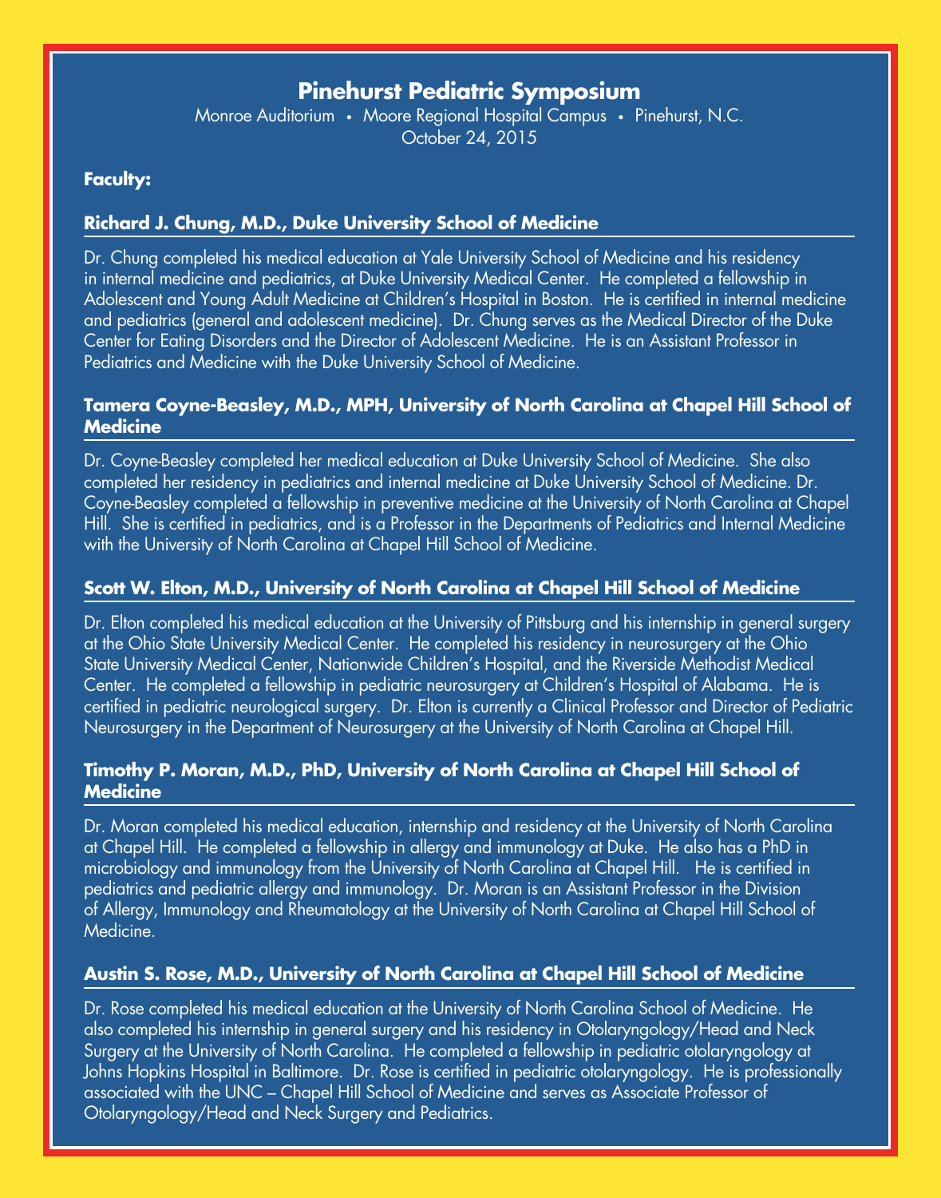# Pinehurst Pediatric Symposium

Monroe Auditorium • Moore Regional Hospital Campus • Pinehurst, N.C.
October 24, 2015

**Faculty:**

### Richard J. Chung, M.D., Duke University School of Medicine

Dr. Chung completed his medical education at Yale University School of Medicine and his residency in internal medicine and pediatrics, at Duke University Medical Center. He completed a fellowship in Adolescent and Young Adult Medicine at Children's Hospital in Boston. He is certified in internal medicine and pediatrics (general and adolescent medicine). Dr. Chung serves as the Medical Director of the Duke Center for Eating Disorders and the Director of Adolescent Medicine. He is an Assistant Professor in Pediatrics and Medicine with the Duke University School of Medicine.

### Tamera Coyne-Beasley, M.D., MPH, University of North Carolina at Chapel Hill School of Medicine

Dr. Coyne-Beasley completed her medical education at Duke University School of Medicine. She also completed her residency in pediatrics and internal medicine at Duke University School of Medicine. Dr. Coyne-Beasley completed a fellowship in preventive medicine at the University of North Carolina at Chapel Hill. She is certified in pediatrics, and is a Professor in the Departments of Pediatrics and Internal Medicine with the University of North Carolina at Chapel Hill School of Medicine.

### Scott W. Elton, M.D., University of North Carolina at Chapel Hill School of Medicine

Dr. Elton completed his medical education at the University of Pittsburg and his internship in general surgery at the Ohio State University Medical Center. He completed his residency in neurosurgery at the Ohio State University Medical Center, Nationwide Children's Hospital, and the Riverside Methodist Medical Center. He completed a fellowship in pediatric neurosurgery at Children's Hospital of Alabama. He is certified in pediatric neurological surgery. Dr. Elton is currently a Clinical Professor and Director of Pediatric Neurosurgery in the Department of Neurosurgery at the University of North Carolina at Chapel Hill.

### Timothy P. Moran, M.D., PhD, University of North Carolina at Chapel Hill School of Medicine

Dr. Moran completed his medical education, internship and residency at the University of North Carolina at Chapel Hill. He completed a fellowship in allergy and immunology at Duke. He also has a PhD in microbiology and immunology from the University of North Carolina at Chapel Hill. He is certified in pediatrics and pediatric allergy and immunology. Dr. Moran is an Assistant Professor in the Division of Allergy, Immunology and Rheumatology at the University of North Carolina at Chapel Hill School of Medicine.

### Austin S. Rose, M.D., University of North Carolina at Chapel Hill School of Medicine

Dr. Rose completed his medical education at the University of North Carolina School of Medicine. He also completed his internship in general surgery and his residency in Otolaryngology/Head and Neck Surgery at the University of North Carolina. He completed a fellowship in pediatric otolaryngology at Johns Hopkins Hospital in Baltimore. Dr. Rose is certified in pediatric otolaryngology. He is professionally associated with the UNC – Chapel Hill School of Medicine and serves as Associate Professor of Otolaryngology/Head and Neck Surgery and Pediatrics.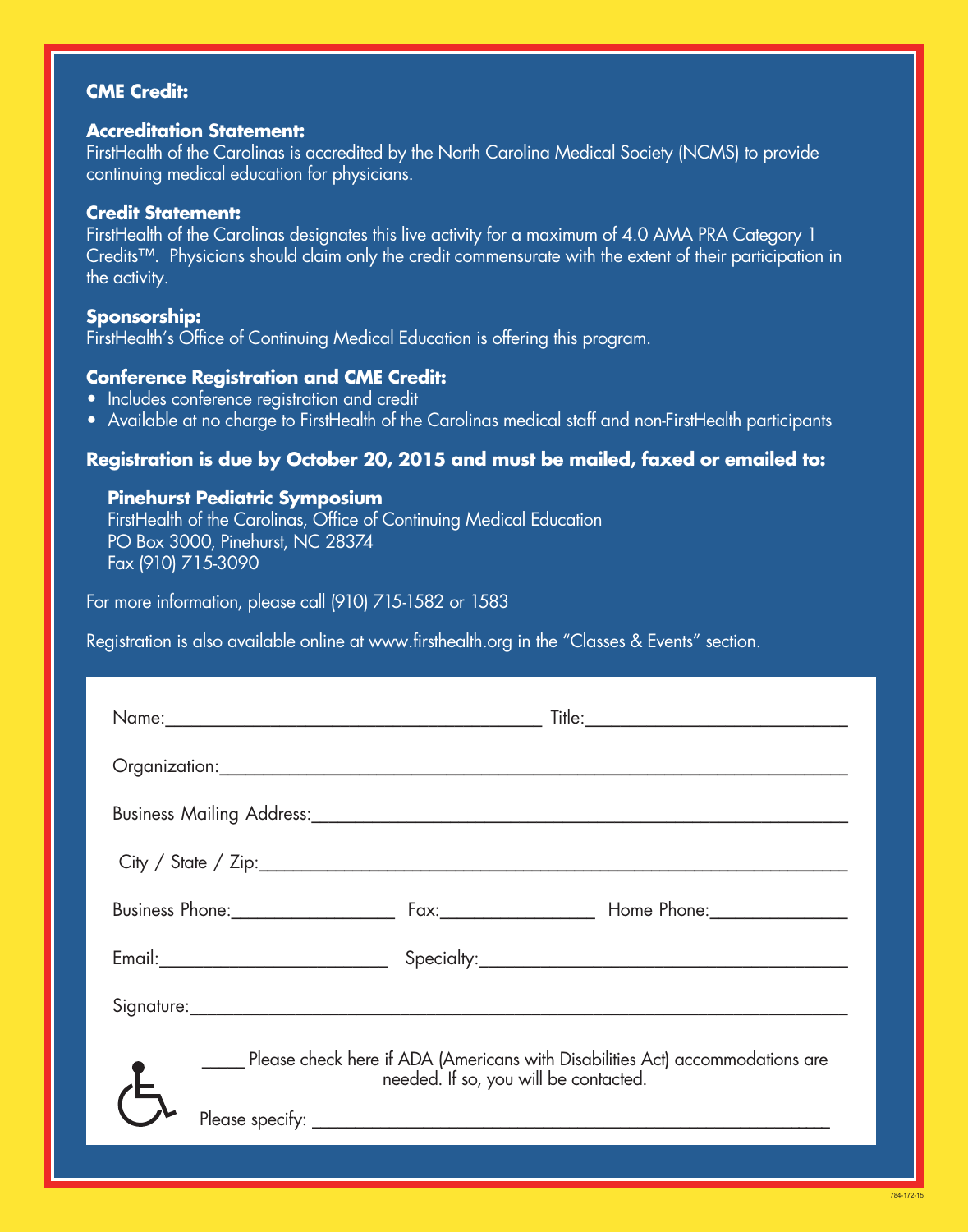**CME Credit:**

**Accreditation Statement:**
FirstHealth of the Carolinas is accredited by the North Carolina Medical Society (NCMS) to provide continuing medical education for physicians.

**Credit Statement:**
FirstHealth of the Carolinas designates this live activity for a maximum of 4.0 AMA PRA Category 1 Credits™. Physicians should claim only the credit commensurate with the extent of their participation in the activity.

**Sponsorship:**
FirstHealth's Office of Continuing Medical Education is offering this program.

**Conference Registration and CME Credit:**

- Includes conference registration and credit
- Available at no charge to FirstHealth of the Carolinas medical staff and non-FirstHealth participants

**Registration is due by October 20, 2015 and must be mailed, faxed or emailed to:**

**Pinehurst Pediatric Symposium**
FirstHealth of the Carolinas, Office of Continuing Medical Education
PO Box 3000, Pinehurst, NC 28374
Fax (910) 715-3090

For more information, please call (910) 715-1582 or 1583

Registration is also available online at www.firsthealth.org in the "Classes & Events" section.

Name:________________________________________ Title:___________________________

Organization:_____________________________________________________________________

Business Mailing Address:___________________________________________________________

City / State / Zip:_________________________________________________________________

Business Phone:_________________ Fax:________________ Home Phone:______________

Email:________________________ Specialty:______________________________________

Signature:_______________________________________________________________________

_____ Please check here if ADA (Americans with Disabilities Act) accommodations are needed. If so, you will be contacted.

Please specify: ________________________________________________________